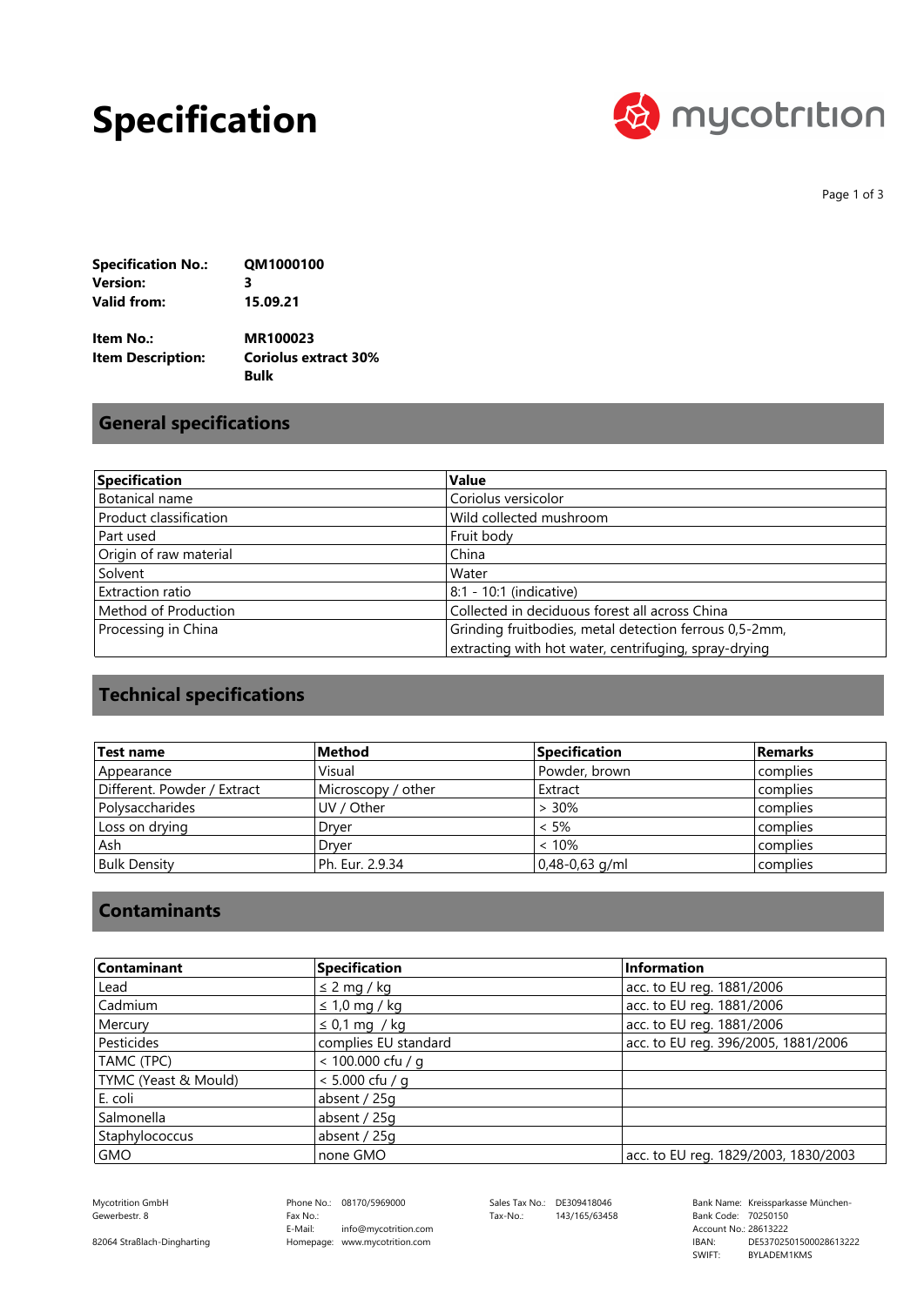# Specification

mycotrition

**Specification No.:** QM1000100
**Version:** 3
**Valid from:** 15.09.21

**Item No.:** MR100023
**Item Description:** Coriolus extract 30% Bulk

## General specifications

| Specification | Value |
|---|---|
| Botanical name | Coriolus versicolor |
| Product classification | Wild collected mushroom |
| Part used | Fruit body |
| Origin of raw material | China |
| Solvent | Water |
| Extraction ratio | 8:1 - 10:1 (indicative) |
| Method of Production | Collected in deciduous forest all across China |
| Processing in China | Grinding fruitbodies, metal detection ferrous 0,5-2mm, extracting with hot water, centrifuging, spray-drying |

## Technical specifications

| Test name | Method | Specification | Remarks |
|---|---|---|---|
| Appearance | Visual | Powder, brown | complies |
| Different. Powder / Extract | Microscopy / other | Extract | complies |
| Polysaccharides | UV / Other | > 30% | complies |
| Loss on drying | Dryer | < 5% | complies |
| Ash | Dryer | < 10% | complies |
| Bulk Density | Ph. Eur. 2.9.34 | 0,48-0,63 g/ml | complies |

## Contaminants

| Contaminant | Specification | Information |
|---|---|---|
| Lead | ≤ 2 mg / kg | acc. to EU reg. 1881/2006 |
| Cadmium | ≤ 1,0 mg / kg | acc. to EU reg. 1881/2006 |
| Mercury | ≤ 0,1 mg / kg | acc. to EU reg. 1881/2006 |
| Pesticides | complies EU standard | acc. to EU reg. 396/2005, 1881/2006 |
| TAMC (TPC) | < 100.000 cfu / g | |
| TYMC (Yeast & Mould) | < 5.000 cfu / g | |
| E. coli | absent / 25g | |
| Salmonella | absent / 25g | |
| Staphylococcus | absent / 25g | |
| GMO | none GMO | acc. to EU reg. 1829/2003, 1830/2003 |

Mycotrition GmbH
Gewerbestr. 8
82064 Straßlach-Dingharting

Phone No.: 08170/5969000
Fax No.:
E-Mail: info@mycotrition.com
Homepage: www.mycotrition.com

Sales Tax No.: DE309418046
Tax-No.: 143/165/63458

Bank Name: Kreissparkasse München-
Bank Code: 70250150
Account No.: 28613222
IBAN: DE53702501500028613222
SWIFT: BYLADEM1KMS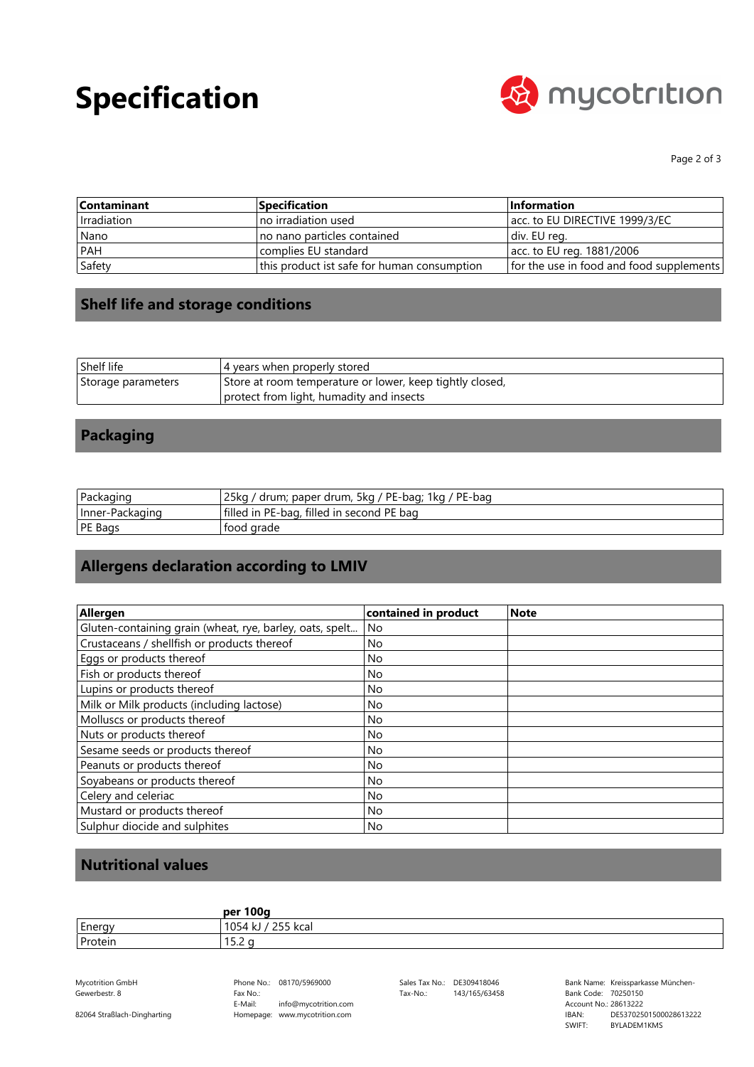# Specification

| Contaminant | Specification | Information |
| --- | --- | --- |
| Irradiation | no irradiation used | acc. to EU DIRECTIVE 1999/3/EC |
| Nano | no nano particles contained | div. EU reg. |
| PAH | complies EU standard | acc. to EU reg. 1881/2006 |
| Safety | this product ist safe for human consumption | for the use in food and food supplements |

## Shelf life and storage conditions

| | |
| --- | --- |
| Shelf life | 4 years when properly stored |
| Storage parameters | Store at room temperature or lower, keep tightly closed, protect from light, humadity and insects |

## Packaging

| | |
| --- | --- |
| Packaging | 25kg / drum; paper drum, 5kg / PE-bag; 1kg / PE-bag |
| Inner-Packaging | filled in PE-bag, filled in second PE bag |
| PE Bags | food grade |

## Allergens declaration according to LMIV

| Allergen | contained in product | Note |
| --- | --- | --- |
| Gluten-containing grain (wheat, rye, barley, oats, spelt... | No | |
| Crustaceans / shellfish or products thereof | No | |
| Eggs or products thereof | No | |
| Fish or products thereof | No | |
| Lupins or products thereof | No | |
| Milk or Milk products (including lactose) | No | |
| Molluscs or products thereof | No | |
| Nuts or products thereof | No | |
| Sesame seeds or products thereof | No | |
| Peanuts or products thereof | No | |
| Soyabeans or products thereof | No | |
| Celery and celeriac | No | |
| Mustard or products thereof | No | |
| Sulphur diocide and sulphites | No | |

## Nutritional values

| | per 100g |
| --- | --- |
| Energy | 1054 kJ / 255 kcal |
| Protein | 15.2 g |

Mycotrition GmbH
Gewerbestr. 8
82064 Straßlach-Dingharting

Phone No.: 08170/5969000
Fax No.:
E-Mail: info@mycotrition.com
Homepage: www.mycotrition.com

Sales Tax No.: DE309418046
Tax-No.: 143/165/63458

Bank Name: Kreissparkasse München-
Bank Code: 70250150
Account No.: 28613222
IBAN: DE53702501500028613222
SWIFT: BYLADEM1KMS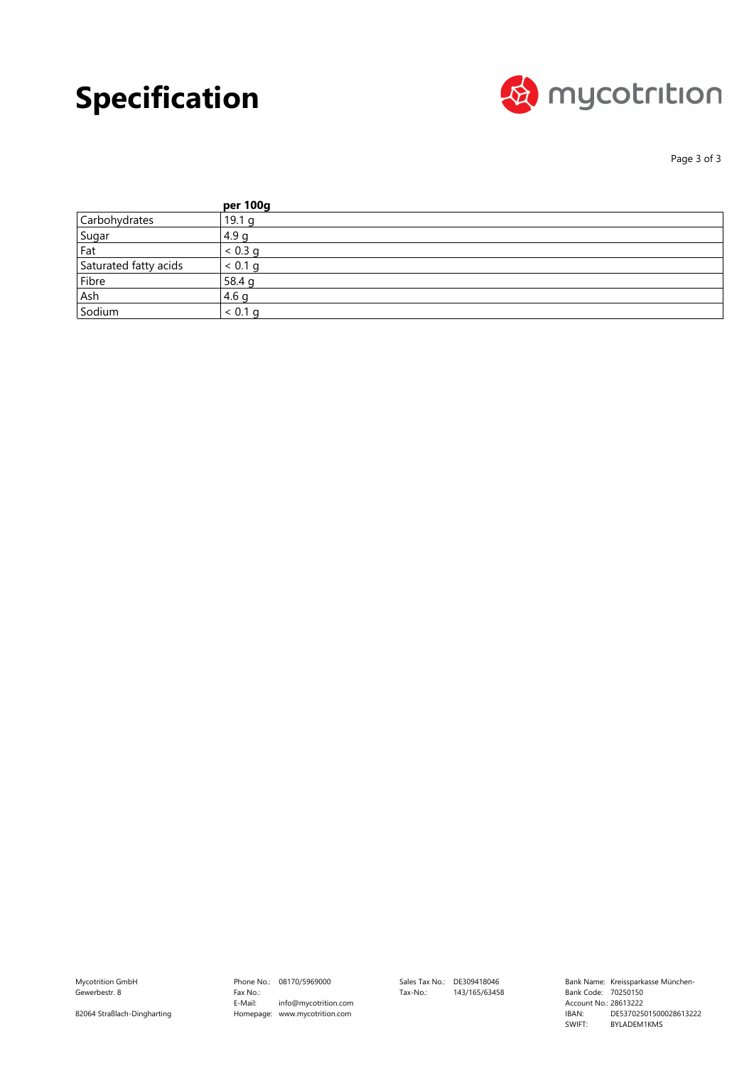# Specification

| | per 100g |
|---|---|
| Carbohydrates | 19.1 g |
| Sugar | 4.9 g |
| Fat | < 0.3 g |
| Saturated fatty acids | < 0.1 g |
| Fibre | 58.4 g |
| Ash | 4.6 g |
| Sodium | < 0.1 g |

Mycotrition GmbH
Gewerbestr. 8

82064 Straßlach-Dingharting

Phone No.: 08170/5969000
Fax No.:
E-Mail: info@mycotrition.com
Homepage: www.mycotrition.com

Sales Tax No.: DE309418046
Tax-No.: 143/165/63458

Bank Name: Kreissparkasse München-
Bank Code: 70250150
Account No.: 28613222
IBAN: DE53702501500028613222
SWIFT: BYLADEM1KMS